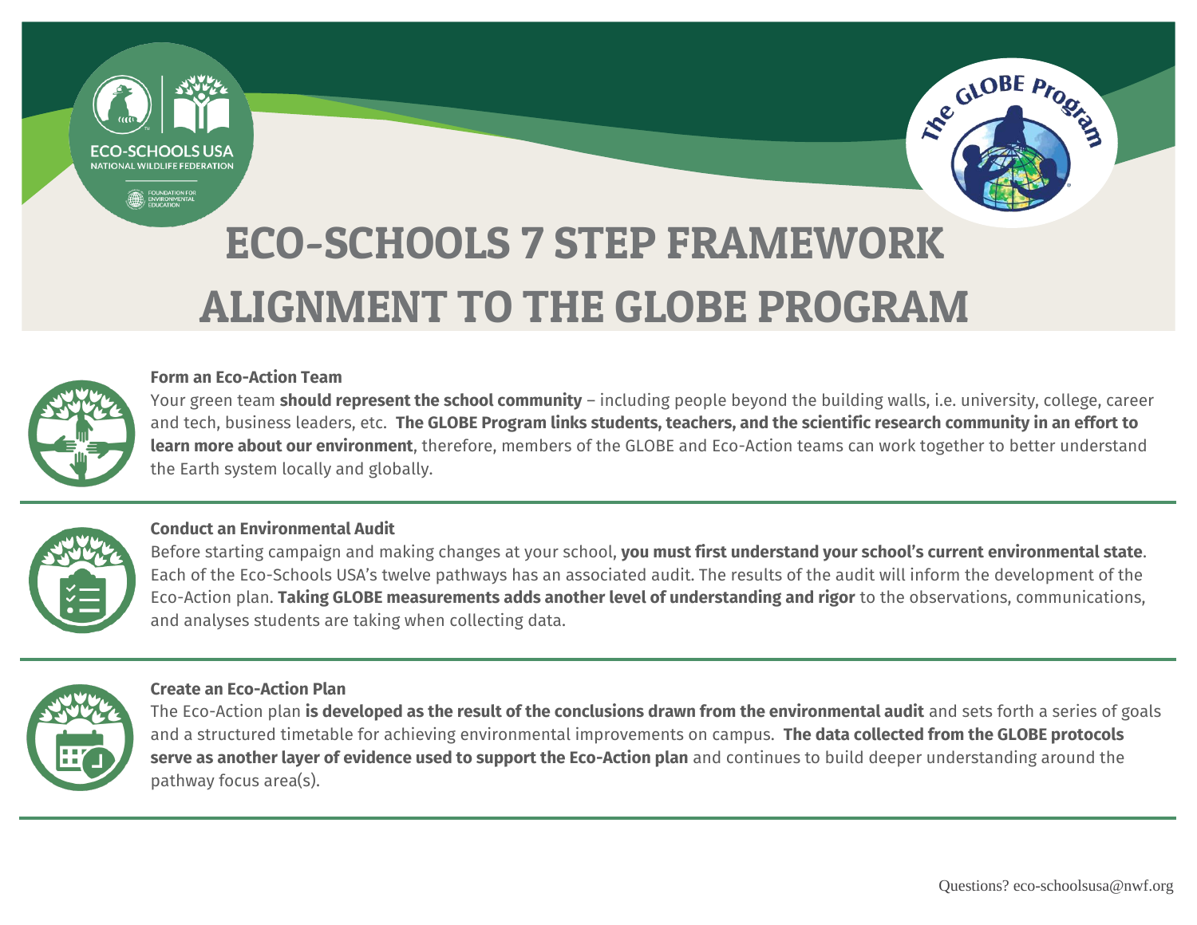# ECO-SCHOOLS 7 STEP FRAMEWORK ALIGNMENT TO THE GLOBE PROGRAM

### Form an Eco-Action Team

Your green team **should represent the school community** – including people beyond the building walls, i.e. university, college, career and tech, business leaders, etc. **The GLOBE Program links students, teachers, and the scientific research community in an effort to learn more about our environment**, therefore, members of the GLOBE and Eco-Action teams can work together to better understand the Earth system locally and globally.

### Conduct an Environmental Audit

Before starting campaign and making changes at your school, **you must first understand your school's current environmental state**. Each of the Eco-Schools USA's twelve pathways has an associated audit. The results of the audit will inform the development of the Eco-Action plan. **Taking GLOBE measurements adds another level of understanding and rigor** to the observations, communications, and analyses students are taking when collecting data.

### Create an Eco-Action Plan

The Eco-Action plan **is developed as the result of the conclusions drawn from the environmental audit** and sets forth a series of goals and a structured timetable for achieving environmental improvements on campus. **The data collected from the GLOBE protocols serve as another layer of evidence used to support the Eco-Action plan** and continues to build deeper understanding around the pathway focus area(s).

Questions? eco-schoolsusa@nwf.org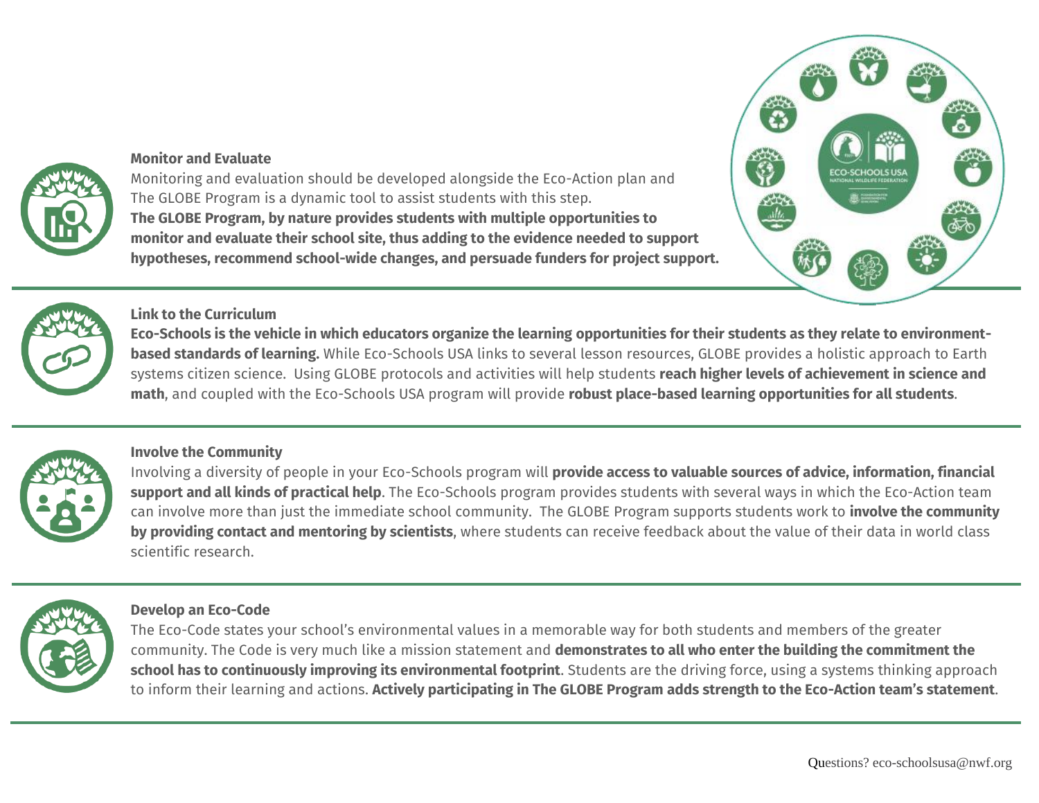## Monitor and Evaluate

Monitoring and evaluation should be developed alongside the Eco-Action plan and The GLOBE Program is a dynamic tool to assist students with this step. **The GLOBE Program, by nature provides students with multiple opportunities to monitor and evaluate their school site, thus adding to the evidence needed to support hypotheses, recommend school-wide changes, and persuade funders for project support.**

## Link to the Curriculum

**Eco-Schools is the vehicle in which educators organize the learning opportunities for their students as they relate to environment-based standards of learning.** While Eco-Schools USA links to several lesson resources, GLOBE provides a holistic approach to Earth systems citizen science. Using GLOBE protocols and activities will help students **reach higher levels of achievement in science and math**, and coupled with the Eco-Schools USA program will provide **robust place-based learning opportunities for all students**.

## Involve the Community

Involving a diversity of people in your Eco-Schools program will **provide access to valuable sources of advice, information, financial support and all kinds of practical help**. The Eco-Schools program provides students with several ways in which the Eco-Action team can involve more than just the immediate school community. The GLOBE Program supports students work to **involve the community by providing contact and mentoring by scientists**, where students can receive feedback about the value of their data in world class scientific research.

## Develop an Eco-Code

The Eco-Code states your school's environmental values in a memorable way for both students and members of the greater community. The Code is very much like a mission statement and **demonstrates to all who enter the building the commitment the school has to continuously improving its environmental footprint**. Students are the driving force, using a systems thinking approach to inform their learning and actions. **Actively participating in The GLOBE Program adds strength to the Eco-Action team's statement**.

Questions? eco-schoolsusa@nwf.org